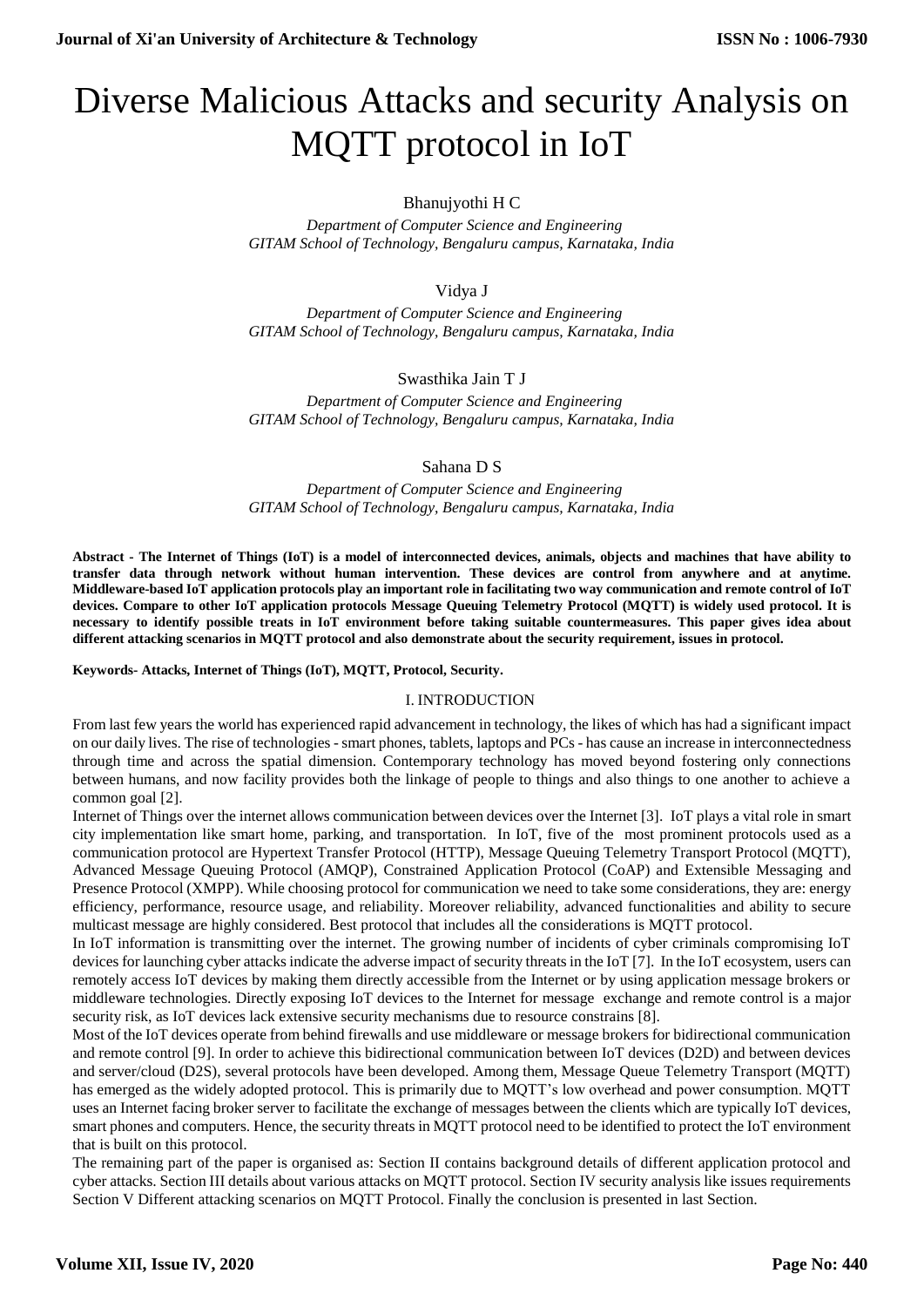# Diverse Malicious Attacks and security Analysis on MQTT protocol in IoT

Bhanujyothi H C

*Department of Computer Science and Engineering*
*GITAM School of Technology, Bengaluru campus, Karnataka, India*

Vidya J

*Department of Computer Science and Engineering*
*GITAM School of Technology, Bengaluru campus, Karnataka, India*

Swasthika Jain T J

*Department of Computer Science and Engineering*
*GITAM School of Technology, Bengaluru campus, Karnataka, India*

Sahana D S

*Department of Computer Science and Engineering*
*GITAM School of Technology, Bengaluru campus, Karnataka, India*

**Abstract - The Internet of Things (IoT) is a model of interconnected devices, animals, objects and machines that have ability to transfer data through network without human intervention. These devices are control from anywhere and at anytime. Middleware-based IoT application protocols play an important role in facilitating two way communication and remote control of IoT devices. Compare to other IoT application protocols Message Queuing Telemetry Protocol (MQTT) is widely used protocol. It is necessary to identify possible treats in IoT environment before taking suitable countermeasures. This paper gives idea about different attacking scenarios in MQTT protocol and also demonstrate about the security requirement, issues in protocol.**

**Keywords- Attacks, Internet of Things (IoT), MQTT, Protocol, Security.**

## I. INTRODUCTION

From last few years the world has experienced rapid advancement in technology, the likes of which has had a significant impact on our daily lives. The rise of technologies - smart phones, tablets, laptops and PCs - has cause an increase in interconnectedness through time and across the spatial dimension. Contemporary technology has moved beyond fostering only connections between humans, and now facility provides both the linkage of people to things and also things to one another to achieve a common goal [2].

Internet of Things over the internet allows communication between devices over the Internet [3]. IoT plays a vital role in smart city implementation like smart home, parking, and transportation. In IoT, five of the most prominent protocols used as a communication protocol are Hypertext Transfer Protocol (HTTP), Message Queuing Telemetry Transport Protocol (MQTT), Advanced Message Queuing Protocol (AMQP), Constrained Application Protocol (CoAP) and Extensible Messaging and Presence Protocol (XMPP). While choosing protocol for communication we need to take some considerations, they are: energy efficiency, performance, resource usage, and reliability. Moreover reliability, advanced functionalities and ability to secure multicast message are highly considered. Best protocol that includes all the considerations is MQTT protocol.

In IoT information is transmitting over the internet. The growing number of incidents of cyber criminals compromising IoT devices for launching cyber attacks indicate the adverse impact of security threats in the IoT [7]. In the IoT ecosystem, users can remotely access IoT devices by making them directly accessible from the Internet or by using application message brokers or middleware technologies. Directly exposing IoT devices to the Internet for message exchange and remote control is a major security risk, as IoT devices lack extensive security mechanisms due to resource constrains [8].

Most of the IoT devices operate from behind firewalls and use middleware or message brokers for bidirectional communication and remote control [9]. In order to achieve this bidirectional communication between IoT devices (D2D) and between devices and server/cloud (D2S), several protocols have been developed. Among them, Message Queue Telemetry Transport (MQTT) has emerged as the widely adopted protocol. This is primarily due to MQTT's low overhead and power consumption. MQTT uses an Internet facing broker server to facilitate the exchange of messages between the clients which are typically IoT devices, smart phones and computers. Hence, the security threats in MQTT protocol need to be identified to protect the IoT environment that is built on this protocol.

The remaining part of the paper is organised as: Section II contains background details of different application protocol and cyber attacks. Section III details about various attacks on MQTT protocol. Section IV security analysis like issues requirements Section V Different attacking scenarios on MQTT Protocol. Finally the conclusion is presented in last Section.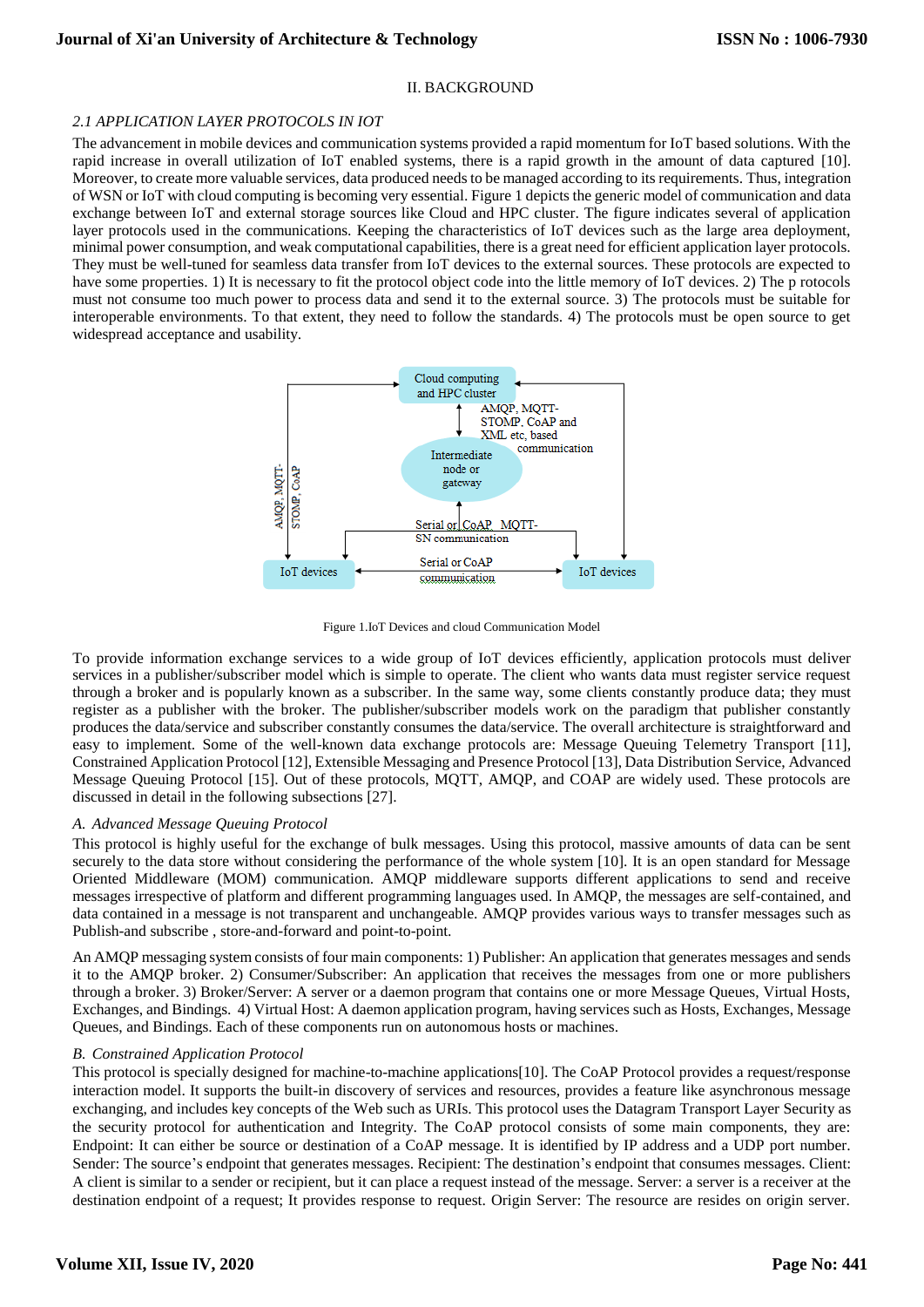## II. BACKGROUND

### *2.1 APPLICATION LAYER PROTOCOLS IN IOT*

The advancement in mobile devices and communication systems provided a rapid momentum for IoT based solutions. With the rapid increase in overall utilization of IoT enabled systems, there is a rapid growth in the amount of data captured [10]. Moreover, to create more valuable services, data produced needs to be managed according to its requirements. Thus, integration of WSN or IoT with cloud computing is becoming very essential. Figure 1 depicts the generic model of communication and data exchange between IoT and external storage sources like Cloud and HPC cluster. The figure indicates several of application layer protocols used in the communications. Keeping the characteristics of IoT devices such as the large area deployment, minimal power consumption, and weak computational capabilities, there is a great need for efficient application layer protocols. They must be well-tuned for seamless data transfer from IoT devices to the external sources. These protocols are expected to have some properties. 1) It is necessary to fit the protocol object code into the little memory of IoT devices. 2) The p rotocols must not consume too much power to process data and send it to the external source. 3) The protocols must be suitable for interoperable environments. To that extent, they need to follow the standards. 4) The protocols must be open source to get widespread acceptance and usability.

Cloud computing and HPC cluster

AMQP, MQTT-STOMP, CoAP and XML etc, based communication

Intermediate node or gateway

AMQP, MQTT-STOMP, CoAP

Serial or CoAP, MQTT-SN communication

IoT devices

Serial or CoAP communication

IoT devices

Figure 1.IoT Devices and cloud Communication Model

To provide information exchange services to a wide group of IoT devices efficiently, application protocols must deliver services in a publisher/subscriber model which is simple to operate. The client who wants data must register service request through a broker and is popularly known as a subscriber. In the same way, some clients constantly produce data; they must register as a publisher with the broker. The publisher/subscriber models work on the paradigm that publisher constantly produces the data/service and subscriber constantly consumes the data/service. The overall architecture is straightforward and easy to implement. Some of the well-known data exchange protocols are: Message Queuing Telemetry Transport [11], Constrained Application Protocol [12], Extensible Messaging and Presence Protocol [13], Data Distribution Service, Advanced Message Queuing Protocol [15]. Out of these protocols, MQTT, AMQP, and COAP are widely used. These protocols are discussed in detail in the following subsections [27].

### *A. Advanced Message Queuing Protocol*

This protocol is highly useful for the exchange of bulk messages. Using this protocol, massive amounts of data can be sent securely to the data store without considering the performance of the whole system [10]. It is an open standard for Message Oriented Middleware (MOM) communication. AMQP middleware supports different applications to send and receive messages irrespective of platform and different programming languages used. In AMQP, the messages are self-contained, and data contained in a message is not transparent and unchangeable. AMQP provides various ways to transfer messages such as Publish-and subscribe , store-and-forward and point-to-point.

An AMQP messaging system consists of four main components: 1) Publisher: An application that generates messages and sends it to the AMQP broker. 2) Consumer/Subscriber: An application that receives the messages from one or more publishers through a broker. 3) Broker/Server: A server or a daemon program that contains one or more Message Queues, Virtual Hosts, Exchanges, and Bindings. 4) Virtual Host: A daemon application program, having services such as Hosts, Exchanges, Message Queues, and Bindings. Each of these components run on autonomous hosts or machines.

### *B. Constrained Application Protocol*

This protocol is specially designed for machine-to-machine applications[10]. The CoAP Protocol provides a request/response interaction model. It supports the built-in discovery of services and resources, provides a feature like asynchronous message exchanging, and includes key concepts of the Web such as URIs. This protocol uses the Datagram Transport Layer Security as the security protocol for authentication and Integrity. The CoAP protocol consists of some main components, they are: Endpoint: It can either be source or destination of a CoAP message. It is identified by IP address and a UDP port number. Sender: The source's endpoint that generates messages. Recipient: The destination's endpoint that consumes messages. Client: A client is similar to a sender or recipient, but it can place a request instead of the message. Server: a server is a receiver at the destination endpoint of a request; It provides response to request. Origin Server: The resource are resides on origin server.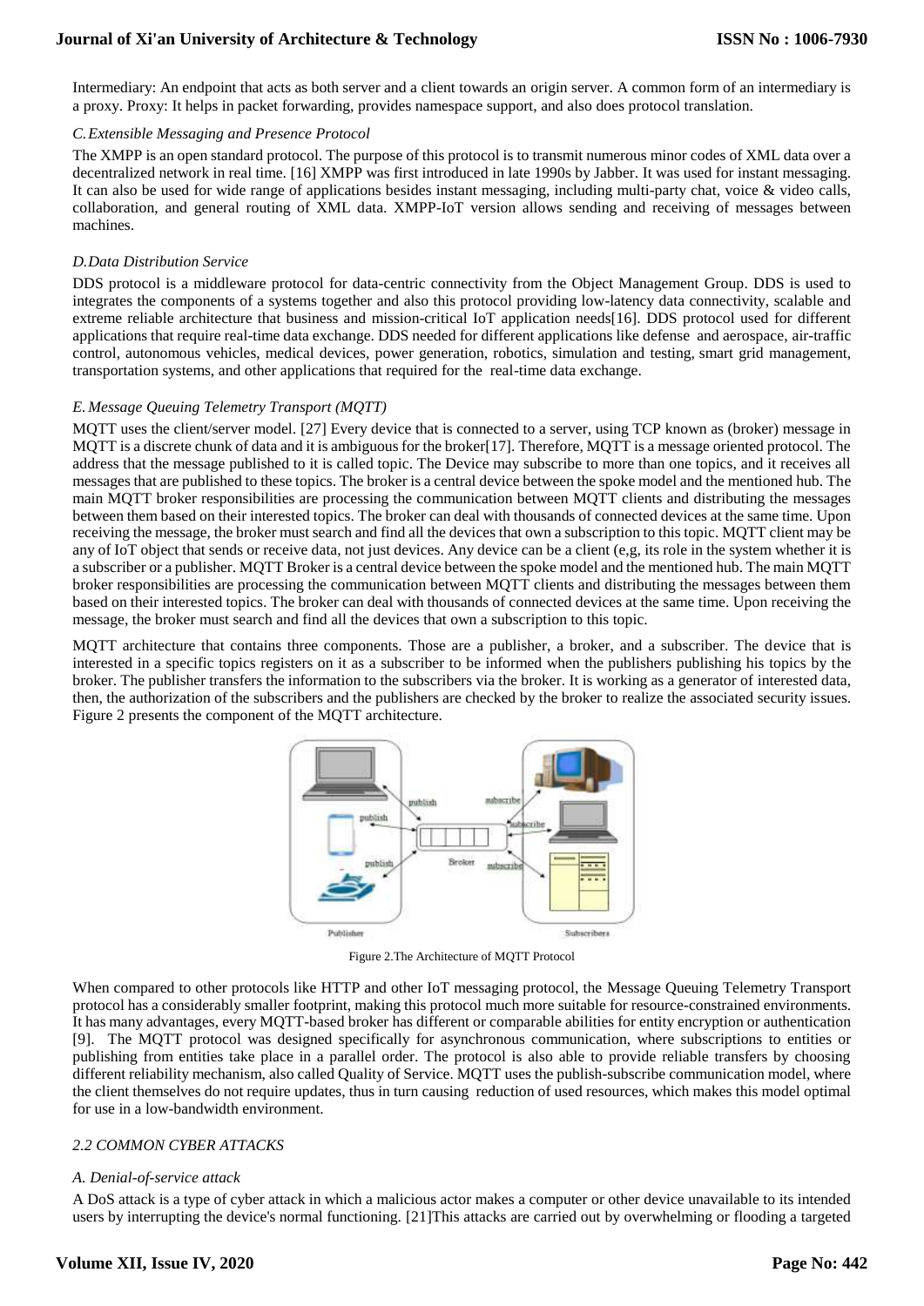Intermediary: An endpoint that acts as both server and a client towards an origin server. A common form of an intermediary is a proxy. Proxy: It helps in packet forwarding, provides namespace support, and also does protocol translation.

### *C. Extensible Messaging and Presence Protocol*

The XMPP is an open standard protocol. The purpose of this protocol is to transmit numerous minor codes of XML data over a decentralized network in real time. [16] XMPP was first introduced in late 1990s by Jabber. It was used for instant messaging. It can also be used for wide range of applications besides instant messaging, including multi-party chat, voice & video calls, collaboration, and general routing of XML data. XMPP-IoT version allows sending and receiving of messages between machines.

### *D. Data Distribution Service*

DDS protocol is a middleware protocol for data-centric connectivity from the Object Management Group. DDS is used to integrates the components of a systems together and also this protocol providing low-latency data connectivity, scalable and extreme reliable architecture that business and mission-critical IoT application needs[16]. DDS protocol used for different applications that require real-time data exchange. DDS needed for different applications like defense and aerospace, air-traffic control, autonomous vehicles, medical devices, power generation, robotics, simulation and testing, smart grid management, transportation systems, and other applications that required for the real-time data exchange.

### *E. Message Queuing Telemetry Transport (MQTT)*

MQTT uses the client/server model. [27] Every device that is connected to a server, using TCP known as (broker) message in MQTT is a discrete chunk of data and it is ambiguous for the broker[17]. Therefore, MQTT is a message oriented protocol. The address that the message published to it is called topic. The Device may subscribe to more than one topics, and it receives all messages that are published to these topics. The broker is a central device between the spoke model and the mentioned hub. The main MQTT broker responsibilities are processing the communication between MQTT clients and distributing the messages between them based on their interested topics. The broker can deal with thousands of connected devices at the same time. Upon receiving the message, the broker must search and find all the devices that own a subscription to this topic. MQTT client may be any of IoT object that sends or receive data, not just devices. Any device can be a client (e,g, its role in the system whether it is a subscriber or a publisher. MQTT Broker is a central device between the spoke model and the mentioned hub. The main MQTT broker responsibilities are processing the communication between MQTT clients and distributing the messages between them based on their interested topics. The broker can deal with thousands of connected devices at the same time. Upon receiving the message, the broker must search and find all the devices that own a subscription to this topic.

MQTT architecture that contains three components. Those are a publisher, a broker, and a subscriber. The device that is interested in a specific topics registers on it as a subscriber to be informed when the publishers publishing his topics by the broker. The publisher transfers the information to the subscribers via the broker. It is working as a generator of interested data, then, the authorization of the subscribers and the publishers are checked by the broker to realize the associated security issues. Figure 2 presents the component of the MQTT architecture.

Figure 2.The Architecture of MQTT Protocol

When compared to other protocols like HTTP and other IoT messaging protocol, the Message Queuing Telemetry Transport protocol has a considerably smaller footprint, making this protocol much more suitable for resource-constrained environments. It has many advantages, every MQTT-based broker has different or comparable abilities for entity encryption or authentication [9]. The MQTT protocol was designed specifically for asynchronous communication, where subscriptions to entities or publishing from entities take place in a parallel order. The protocol is also able to provide reliable transfers by choosing different reliability mechanism, also called Quality of Service. MQTT uses the publish-subscribe communication model, where the client themselves do not require updates, thus in turn causing reduction of used resources, which makes this model optimal for use in a low-bandwidth environment.

## *2.2 COMMON CYBER ATTACKS*

### *A. Denial-of-service attack*

A DoS attack is a type of cyber attack in which a malicious actor makes a computer or other device unavailable to its intended users by interrupting the device's normal functioning. [21]This attacks are carried out by overwhelming or flooding a targeted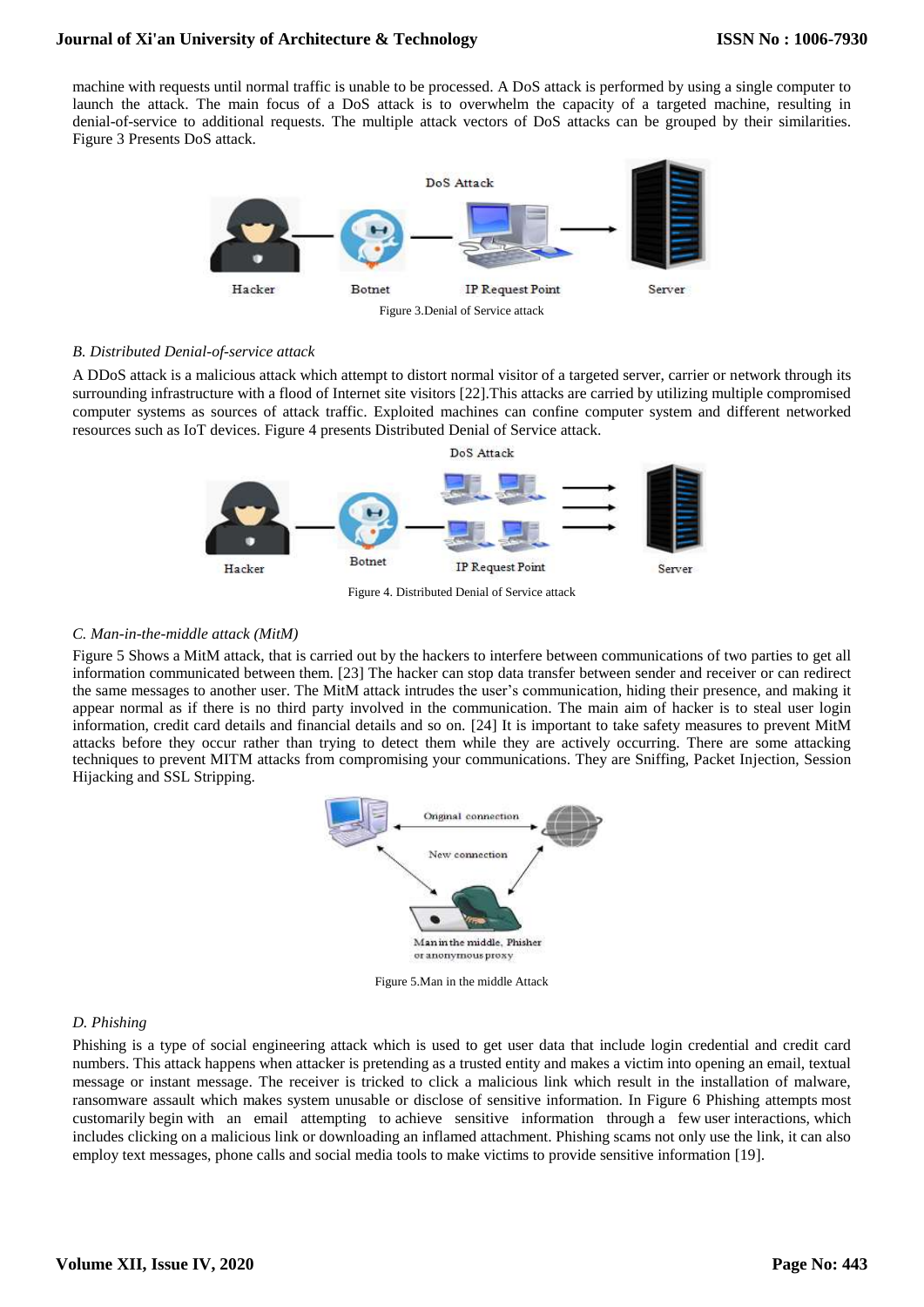machine with requests until normal traffic is unable to be processed. A DoS attack is performed by using a single computer to launch the attack. The main focus of a DoS attack is to overwhelm the capacity of a targeted machine, resulting in denial-of-service to additional requests. The multiple attack vectors of DoS attacks can be grouped by their similarities. Figure 3 Presents DoS attack.

Figure 3.Denial of Service attack

### *B. Distributed Denial-of-service attack*

A DDoS attack is a malicious attack which attempt to distort normal visitor of a targeted server, carrier or network through its surrounding infrastructure with a flood of Internet site visitors [22].This attacks are carried by utilizing multiple compromised computer systems as sources of attack traffic. Exploited machines can confine computer system and different networked resources such as IoT devices. Figure 4 presents Distributed Denial of Service attack.

Figure 4. Distributed Denial of Service attack

### *C. Man-in-the-middle attack (MitM)*

Figure 5 Shows a MitM attack, that is carried out by the hackers to interfere between communications of two parties to get all information communicated between them. [23] The hacker can stop data transfer between sender and receiver or can redirect the same messages to another user. The MitM attack intrudes the user's communication, hiding their presence, and making it appear normal as if there is no third party involved in the communication. The main aim of hacker is to steal user login information, credit card details and financial details and so on. [24] It is important to take safety measures to prevent MitM attacks before they occur rather than trying to detect them while they are actively occurring. There are some attacking techniques to prevent MITM attacks from compromising your communications. They are Sniffing, Packet Injection, Session Hijacking and SSL Stripping.

Figure 5.Man in the middle Attack

### *D. Phishing*

Phishing is a type of social engineering attack which is used to get user data that include login credential and credit card numbers. This attack happens when attacker is pretending as a trusted entity and makes a victim into opening an email, textual message or instant message. The receiver is tricked to click a malicious link which result in the installation of malware, ransomware assault which makes system unusable or disclose of sensitive information. In Figure 6 Phishing attempts most customarily begin with an email attempting to achieve sensitive information through a few user interactions, which includes clicking on a malicious link or downloading an inflamed attachment. Phishing scams not only use the link, it can also employ text messages, phone calls and social media tools to make victims to provide sensitive information [19].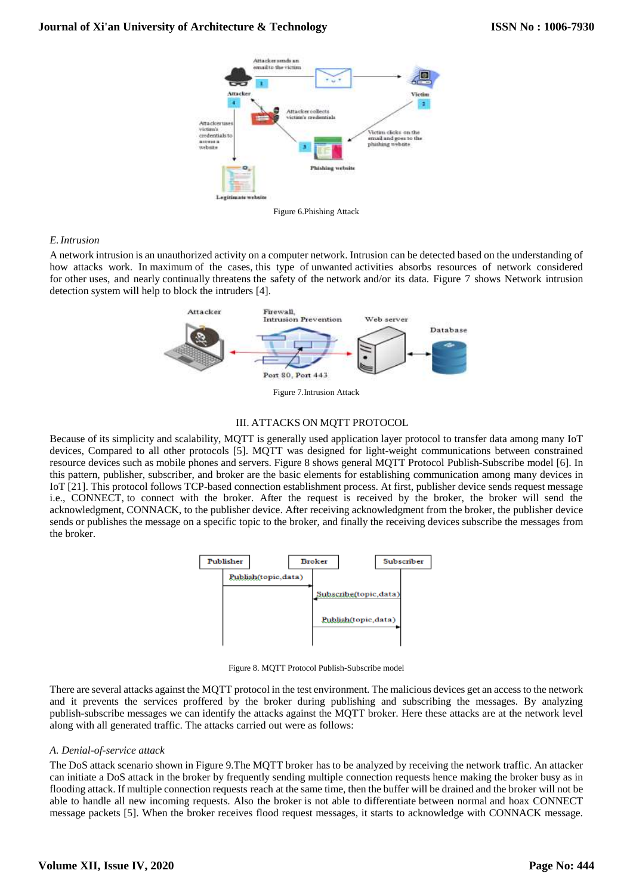Figure 6.Phishing Attack

*E. Intrusion*

A network intrusion is an unauthorized activity on a computer network. Intrusion can be detected based on the understanding of how attacks work. In maximum of the cases, this type of unwanted activities absorbs resources of network considered for other uses, and nearly continually threatens the safety of the network and/or its data. Figure 7 shows Network intrusion detection system will help to block the intruders [4].

Figure 7.Intrusion Attack

## III. ATTACKS ON MQTT PROTOCOL

Because of its simplicity and scalability, MQTT is generally used application layer protocol to transfer data among many IoT devices, Compared to all other protocols [5]. MQTT was designed for light-weight communications between constrained resource devices such as mobile phones and servers. Figure 8 shows general MQTT Protocol Publish-Subscribe model [6]. In this pattern, publisher, subscriber, and broker are the basic elements for establishing communication among many devices in IoT [21]. This protocol follows TCP-based connection establishment process. At first, publisher device sends request message i.e., CONNECT, to connect with the broker. After the request is received by the broker, the broker will send the acknowledgment, CONNACK, to the publisher device. After receiving acknowledgment from the broker, the publisher device sends or publishes the message on a specific topic to the broker, and finally the receiving devices subscribe the messages from the broker.

Figure 8. MQTT Protocol Publish-Subscribe model

There are several attacks against the MQTT protocol in the test environment. The malicious devices get an access to the network and it prevents the services proffered by the broker during publishing and subscribing the messages. By analyzing publish-subscribe messages we can identify the attacks against the MQTT broker. Here these attacks are at the network level along with all generated traffic. The attacks carried out were as follows:

*A. Denial-of-service attack*

The DoS attack scenario shown in Figure 9.The MQTT broker has to be analyzed by receiving the network traffic. An attacker can initiate a DoS attack in the broker by frequently sending multiple connection requests hence making the broker busy as in flooding attack. If multiple connection requests reach at the same time, then the buffer will be drained and the broker will not be able to handle all new incoming requests. Also the broker is not able to differentiate between normal and hoax CONNECT message packets [5]. When the broker receives flood request messages, it starts to acknowledge with CONNACK message.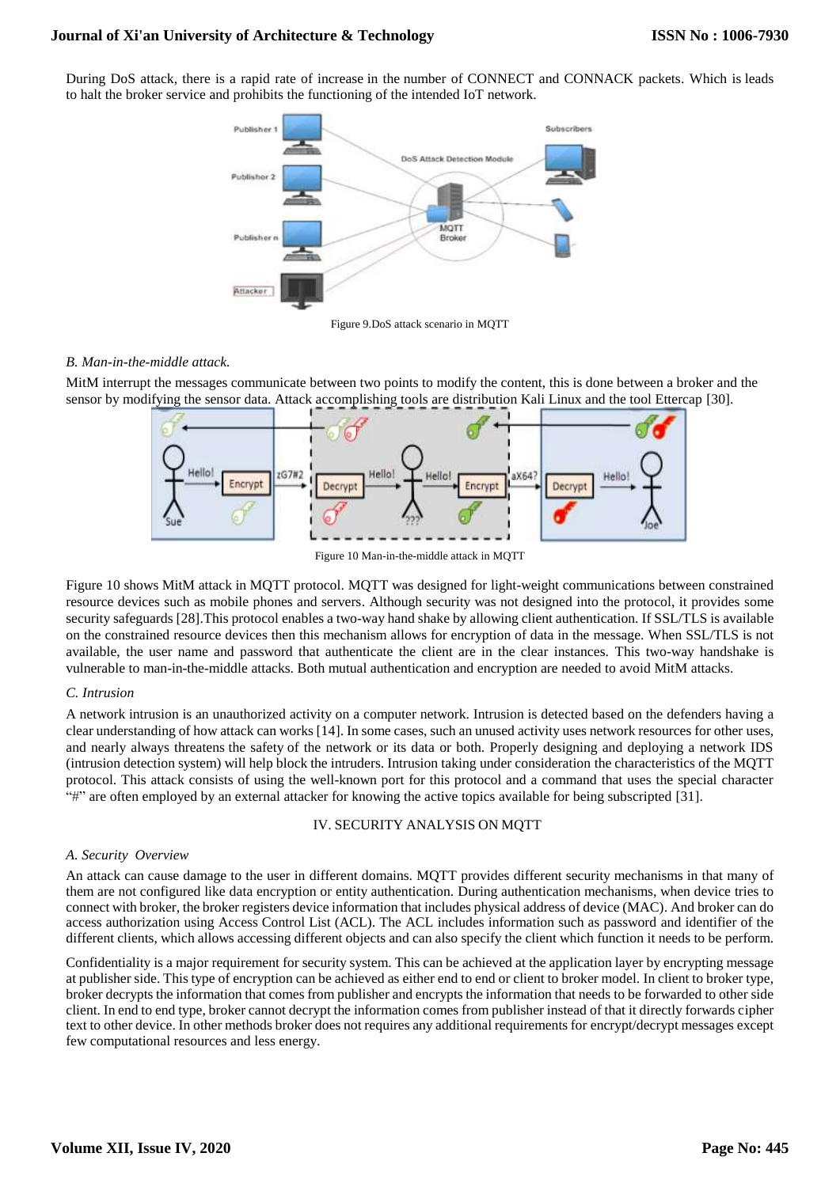During DoS attack, there is a rapid rate of increase in the number of CONNECT and CONNACK packets. Which is leads to halt the broker service and prohibits the functioning of the intended IoT network.

Figure 9.DoS attack scenario in MQTT

*B. Man-in-the-middle attack.*

MitM interrupt the messages communicate between two points to modify the content, this is done between a broker and the sensor by modifying the sensor data. Attack accomplishing tools are distribution Kali Linux and the tool Ettercap [30].

Figure 10 Man-in-the-middle attack in MQTT

Figure 10 shows MitM attack in MQTT protocol. MQTT was designed for light-weight communications between constrained resource devices such as mobile phones and servers. Although security was not designed into the protocol, it provides some security safeguards [28].This protocol enables a two-way hand shake by allowing client authentication. If SSL/TLS is available on the constrained resource devices then this mechanism allows for encryption of data in the message. When SSL/TLS is not available, the user name and password that authenticate the client are in the clear instances. This two-way handshake is vulnerable to man-in-the-middle attacks. Both mutual authentication and encryption are needed to avoid MitM attacks.

*C. Intrusion*

A network intrusion is an unauthorized activity on a computer network. Intrusion is detected based on the defenders having a clear understanding of how attack can works [14]. In some cases, such an unused activity uses network resources for other uses, and nearly always threatens the safety of the network or its data or both. Properly designing and deploying a network IDS (intrusion detection system) will help block the intruders. Intrusion taking under consideration the characteristics of the MQTT protocol. This attack consists of using the well-known port for this protocol and a command that uses the special character "#" are often employed by an external attacker for knowing the active topics available for being subscripted [31].

## IV. SECURITY ANALYSIS ON MQTT

*A. Security Overview*

An attack can cause damage to the user in different domains. MQTT provides different security mechanisms in that many of them are not configured like data encryption or entity authentication. During authentication mechanisms, when device tries to connect with broker, the broker registers device information that includes physical address of device (MAC). And broker can do access authorization using Access Control List (ACL). The ACL includes information such as password and identifier of the different clients, which allows accessing different objects and can also specify the client which function it needs to be perform.

Confidentiality is a major requirement for security system. This can be achieved at the application layer by encrypting message at publisher side. This type of encryption can be achieved as either end to end or client to broker model. In client to broker type, broker decrypts the information that comes from publisher and encrypts the information that needs to be forwarded to other side client. In end to end type, broker cannot decrypt the information comes from publisher instead of that it directly forwards cipher text to other device. In other methods broker does not requires any additional requirements for encrypt/decrypt messages except few computational resources and less energy.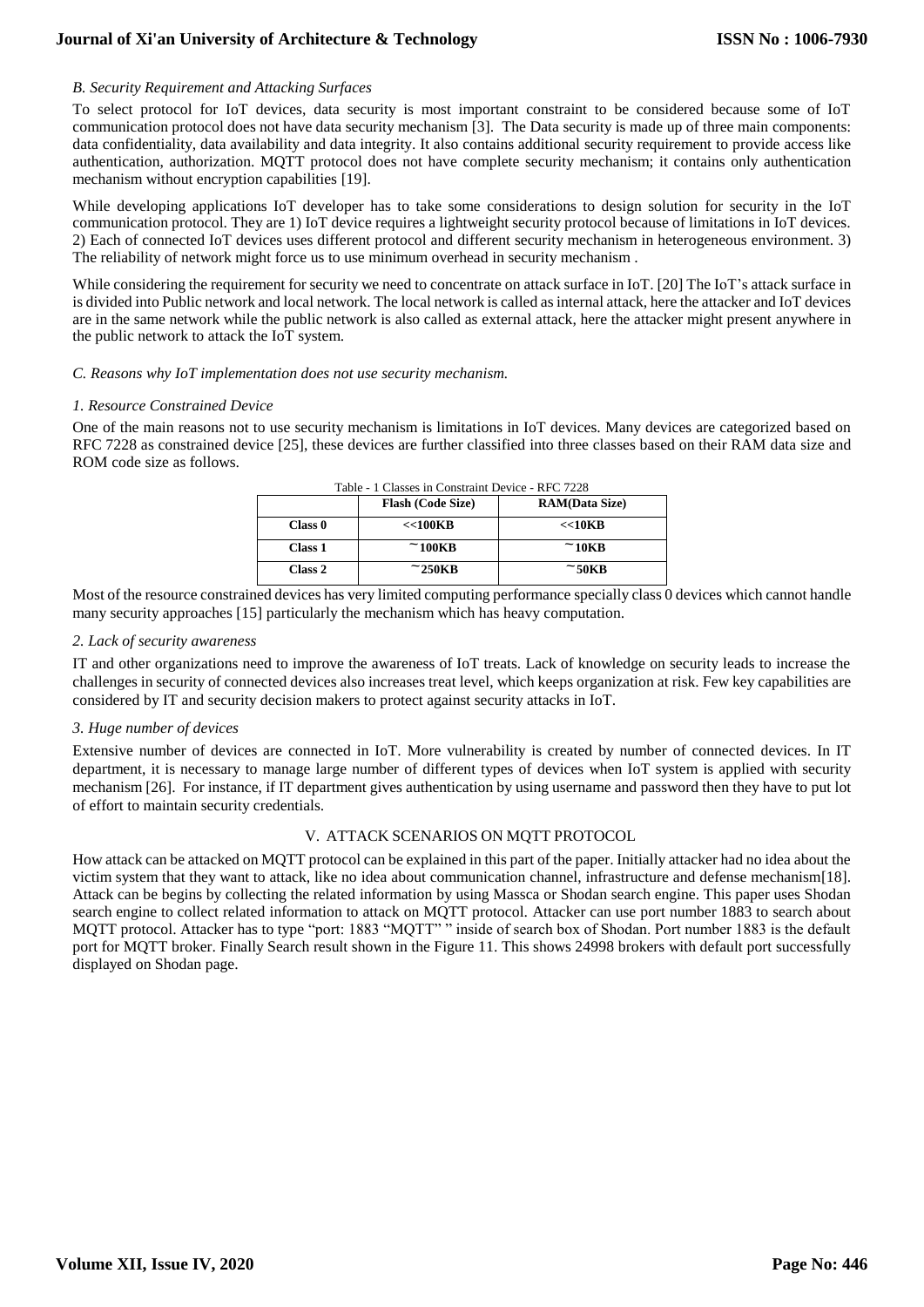### *B. Security Requirement and Attacking Surfaces*

To select protocol for IoT devices, data security is most important constraint to be considered because some of IoT communication protocol does not have data security mechanism [3]. The Data security is made up of three main components: data confidentiality, data availability and data integrity. It also contains additional security requirement to provide access like authentication, authorization. MQTT protocol does not have complete security mechanism; it contains only authentication mechanism without encryption capabilities [19].

While developing applications IoT developer has to take some considerations to design solution for security in the IoT communication protocol. They are 1) IoT device requires a lightweight security protocol because of limitations in IoT devices. 2) Each of connected IoT devices uses different protocol and different security mechanism in heterogeneous environment. 3) The reliability of network might force us to use minimum overhead in security mechanism .

While considering the requirement for security we need to concentrate on attack surface in IoT. [20] The IoT's attack surface in is divided into Public network and local network. The local network is called as internal attack, here the attacker and IoT devices are in the same network while the public network is also called as external attack, here the attacker might present anywhere in the public network to attack the IoT system.

### *C. Reasons why IoT implementation does not use security mechanism.*

#### *1. Resource Constrained Device*

One of the main reasons not to use security mechanism is limitations in IoT devices. Many devices are categorized based on RFC 7228 as constrained device [25], these devices are further classified into three classes based on their RAM data size and ROM code size as follows.

Table - 1 Classes in Constraint Device - RFC 7228

| | **Flash (Code Size)** | **RAM(Data Size)** |
|---|---|---|
| **Class 0** | **<<100KB** | **<<10KB** |
| **Class 1** | **~100KB** | **~10KB** |
| **Class 2** | **~250KB** | **~50KB** |

Most of the resource constrained devices has very limited computing performance specially class 0 devices which cannot handle many security approaches [15] particularly the mechanism which has heavy computation.

#### *2. Lack of security awareness*

IT and other organizations need to improve the awareness of IoT treats. Lack of knowledge on security leads to increase the challenges in security of connected devices also increases treat level, which keeps organization at risk. Few key capabilities are considered by IT and security decision makers to protect against security attacks in IoT.

#### *3. Huge number of devices*

Extensive number of devices are connected in IoT. More vulnerability is created by number of connected devices. In IT department, it is necessary to manage large number of different types of devices when IoT system is applied with security mechanism [26]. For instance, if IT department gives authentication by using username and password then they have to put lot of effort to maintain security credentials.

## V. ATTACK SCENARIOS ON MQTT PROTOCOL

How attack can be attacked on MQTT protocol can be explained in this part of the paper. Initially attacker had no idea about the victim system that they want to attack, like no idea about communication channel, infrastructure and defense mechanism[18]. Attack can be begins by collecting the related information by using Massca or Shodan search engine. This paper uses Shodan search engine to collect related information to attack on MQTT protocol. Attacker can use port number 1883 to search about MQTT protocol. Attacker has to type "port: 1883 "MQTT" " inside of search box of Shodan. Port number 1883 is the default port for MQTT broker. Finally Search result shown in the Figure 11. This shows 24998 brokers with default port successfully displayed on Shodan page.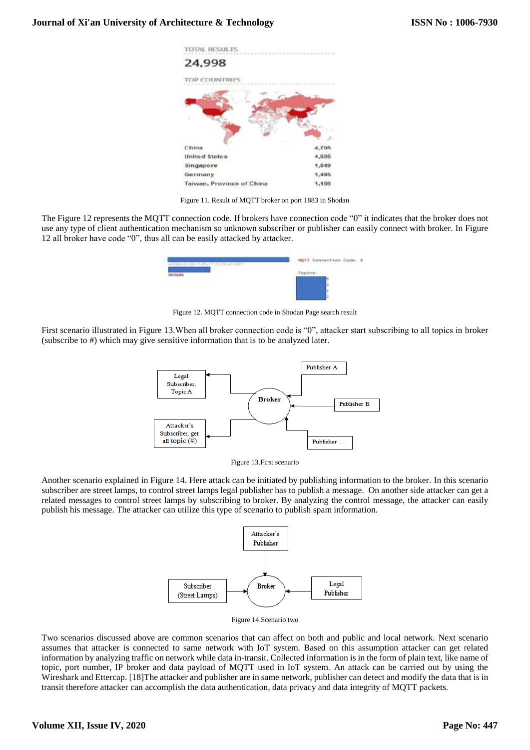Figure 11. Result of MQTT broker on port 1883 in Shodan

The Figure 12 represents the MQTT connection code. If brokers have connection code "0" it indicates that the broker does not use any type of client authentication mechanism so unknown subscriber or publisher can easily connect with broker. In Figure 12 all broker have code "0", thus all can be easily attacked by attacker.

Figure 12. MQTT connection code in Shodan Page search result

First scenario illustrated in Figure 13.When all broker connection code is "0", attacker start subscribing to all topics in broker (subscribe to #) which may give sensitive information that is to be analyzed later.

Figure 13.First scenario

Another scenario explained in Figure 14. Here attack can be initiated by publishing information to the broker. In this scenario subscriber are street lamps, to control street lamps legal publisher has to publish a message. On another side attacker can get a related messages to control street lamps by subscribing to broker. By analyzing the control message, the attacker can easily publish his message. The attacker can utilize this type of scenario to publish spam information.

Figure 14.Scenario two

Two scenarios discussed above are common scenarios that can affect on both and public and local network. Next scenario assumes that attacker is connected to same network with IoT system. Based on this assumption attacker can get related information by analyzing traffic on network while data in-transit. Collected information is in the form of plain text, like name of topic, port number, IP broker and data payload of MQTT used in IoT system. An attack can be carried out by using the Wireshark and Ettercap. [18]The attacker and publisher are in same network, publisher can detect and modify the data that is in transit therefore attacker can accomplish the data authentication, data privacy and data integrity of MQTT packets.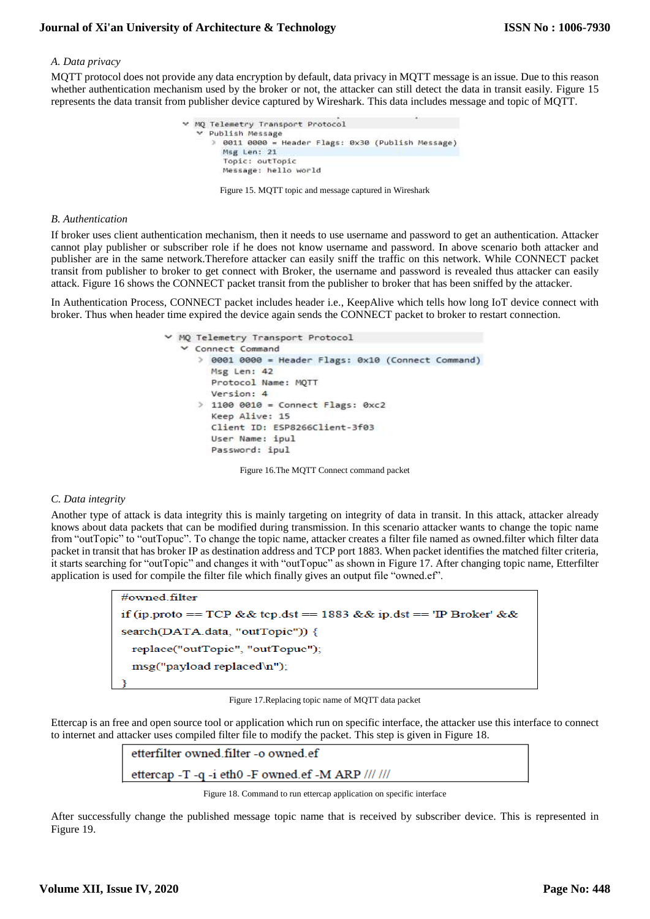*A. Data privacy*

MQTT protocol does not provide any data encryption by default, data privacy in MQTT message is an issue. Due to this reason whether authentication mechanism used by the broker or not, the attacker can still detect the data in transit easily. Figure 15 represents the data transit from publisher device captured by Wireshark. This data includes message and topic of MQTT.

```
MQ Telemetry Transport Protocol
  Publish Message
    0011 0000 = Header Flags: 0x30 (Publish Message)
    Msg Len: 21
    Topic: outTopic
    Message: hello world
```

Figure 15. MQTT topic and message captured in Wireshark

*B. Authentication*

If broker uses client authentication mechanism, then it needs to use username and password to get an authentication. Attacker cannot play publisher or subscriber role if he does not know username and password. In above scenario both attacker and publisher are in the same network.Therefore attacker can easily sniff the traffic on this network. While CONNECT packet transit from publisher to broker to get connect with Broker, the username and password is revealed thus attacker can easily attack. Figure 16 shows the CONNECT packet transit from the publisher to broker that has been sniffed by the attacker.

In Authentication Process, CONNECT packet includes header i.e., KeepAlive which tells how long IoT device connect with broker. Thus when header time expired the device again sends the CONNECT packet to broker to restart connection.

```
MQ Telemetry Transport Protocol
  Connect Command
    0001 0000 = Header Flags: 0x10 (Connect Command)
    Msg Len: 42
    Protocol Name: MQTT
    Version: 4
    1100 0010 = Connect Flags: 0xc2
    Keep Alive: 15
    Client ID: ESP8266Client-3f03
    User Name: ipul
    Password: ipul
```

Figure 16.The MQTT Connect command packet

*C. Data integrity*

Another type of attack is data integrity this is mainly targeting on integrity of data in transit. In this attack, attacker already knows about data packets that can be modified during transmission. In this scenario attacker wants to change the topic name from "outTopic" to "outTopuc". To change the topic name, attacker creates a filter file named as owned.filter which filter data packet in transit that has broker IP as destination address and TCP port 1883. When packet identifies the matched filter criteria, it starts searching for "outTopic" and changes it with "outTopuc" as shown in Figure 17. After changing topic name, Etterfilter application is used for compile the filter file which finally gives an output file "owned.ef".

```
#owned.filter
if (ip.proto == TCP && tcp.dst == 1883 && ip.dst == 'IP Broker' &&
search(DATA.data, "outTopic")) {
  replace("outTopic", "outTopuc");
  msg("payload replaced\n");
}
```

Figure 17.Replacing topic name of MQTT data packet

Ettercap is an free and open source tool or application which run on specific interface, the attacker use this interface to connect to internet and attacker uses compiled filter file to modify the packet. This step is given in Figure 18.

```
etterfilter owned.filter -o owned.ef
ettercap -T -q -i eth0 -F owned.ef -M ARP /// ///
```

Figure 18. Command to run ettercap application on specific interface

After successfully change the published message topic name that is received by subscriber device. This is represented in Figure 19.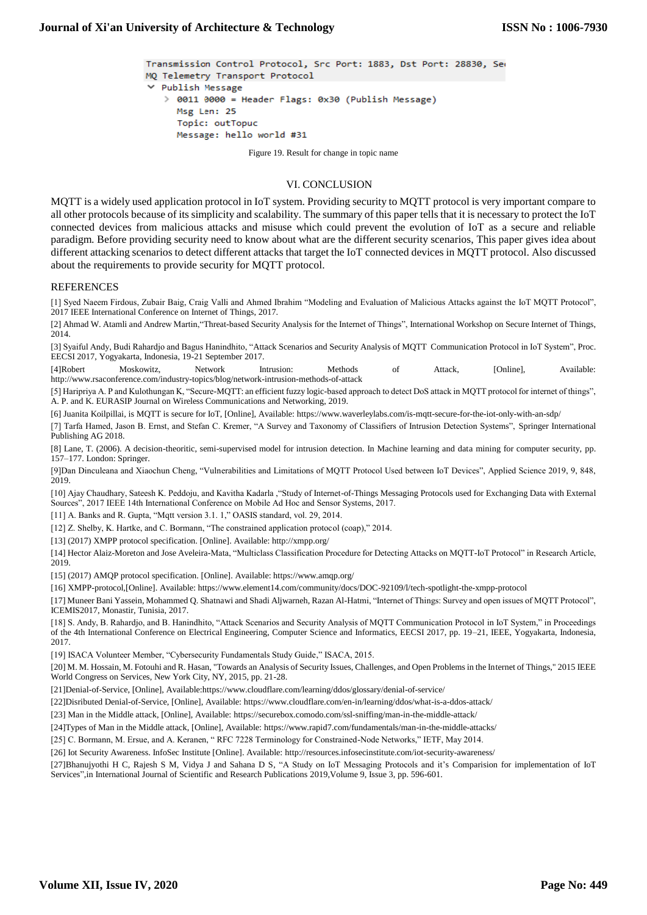```
Transmission Control Protocol, Src Port: 1883, Dst Port: 28830, Se
MQ Telemetry Transport Protocol
  Publish Message
    0011 0000 = Header Flags: 0x30 (Publish Message)
    Msg Len: 25
    Topic: outTopuc
    Message: hello world #31
```

Figure 19. Result for change in topic name

## VI. CONCLUSION

MQTT is a widely used application protocol in IoT system. Providing security to MQTT protocol is very important compare to all other protocols because of its simplicity and scalability. The summary of this paper tells that it is necessary to protect the IoT connected devices from malicious attacks and misuse which could prevent the evolution of IoT as a secure and reliable paradigm. Before providing security need to know about what are the different security scenarios, This paper gives idea about different attacking scenarios to detect different attacks that target the IoT connected devices in MQTT protocol. Also discussed about the requirements to provide security for MQTT protocol.

## REFERENCES

[1] Syed Naeem Firdous, Zubair Baig, Craig Valli and Ahmed Ibrahim "Modeling and Evaluation of Malicious Attacks against the IoT MQTT Protocol", 2017 IEEE International Conference on Internet of Things, 2017.

[2] Ahmad W. Atamli and Andrew Martin,"Threat-based Security Analysis for the Internet of Things", International Workshop on Secure Internet of Things, 2014.

[3] Syaiful Andy, Budi Rahardjo and Bagus Hanindhito, "Attack Scenarios and Security Analysis of MQTT Communication Protocol in IoT System", Proc. EECSI 2017, Yogyakarta, Indonesia, 19-21 September 2017.

[4]Robert Moskowitz, Network Intrusion: Methods of Attack, [Online], Available: http://www.rsaconference.com/industry-topics/blog/network-intrusion-methods-of-attack

[5] Haripriya A. P and Kulothungan K, "Secure-MQTT: an efficient fuzzy logic-based approach to detect DoS attack in MQTT protocol for internet of things", A. P. and K. EURASIP Journal on Wireless Communications and Networking, 2019.

[6] Juanita Koilpillai, is MQTT is secure for IoT, [Online], Available: https://www.waverleylabs.com/is-mqtt-secure-for-the-iot-only-with-an-sdp/

[7] Tarfa Hamed, Jason B. Ernst, and Stefan C. Kremer, "A Survey and Taxonomy of Classifiers of Intrusion Detection Systems", Springer International Publishing AG 2018.

[8] Lane, T. (2006). A decision-theoritic, semi-supervised model for intrusion detection. In Machine learning and data mining for computer security, pp. 157–177. London: Springer.

[9]Dan Dinculeana and Xiaochun Cheng, "Vulnerabilities and Limitations of MQTT Protocol Used between IoT Devices", Applied Science 2019, 9, 848, 2019.

[10] Ajay Chaudhary, Sateesh K. Peddoju, and Kavitha Kadarla ,"Study of Internet-of-Things Messaging Protocols used for Exchanging Data with External Sources", 2017 IEEE 14th International Conference on Mobile Ad Hoc and Sensor Systems, 2017.

[11] A. Banks and R. Gupta, "Mqtt version 3.1. 1," OASIS standard, vol. 29, 2014.

[12] Z. Shelby, K. Hartke, and C. Bormann, "The constrained application protocol (coap)," 2014.

[13] (2017) XMPP protocol specification. [Online]. Available: http://xmpp.org/

[14] Hector Alaiz-Moreton and Jose Aveleira-Mata, "Multiclass Classification Procedure for Detecting Attacks on MQTT-IoT Protocol" in Research Article, 2019.

[15] (2017) AMQP protocol specification. [Online]. Available: https://www.amqp.org/

[16] XMPP-protocol,[Online]. Available: https://www.element14.com/community/docs/DOC-92109/l/tech-spotlight-the-xmpp-protocol

[17] Muneer Bani Yassein, Mohammed Q. Shatnawi and Shadi Aljwarneh, Razan Al-Hatmi, "Internet of Things: Survey and open issues of MQTT Protocol", ICEMIS2017, Monastir, Tunisia, 2017.

[18] S. Andy, B. Rahardjo, and B. Hanindhito, "Attack Scenarios and Security Analysis of MQTT Communication Protocol in IoT System," in Proceedings of the 4th International Conference on Electrical Engineering, Computer Science and Informatics, EECSI 2017, pp. 19–21, IEEE, Yogyakarta, Indonesia, 2017.

[19] ISACA Volunteer Member, "Cybersecurity Fundamentals Study Guide," ISACA, 2015.

[20] M. M. Hossain, M. Fotouhi and R. Hasan, "Towards an Analysis of Security Issues, Challenges, and Open Problems in the Internet of Things," 2015 IEEE World Congress on Services, New York City, NY, 2015, pp. 21-28.

[21]Denial-of-Service, [Online], Available:https://www.cloudflare.com/learning/ddos/glossary/denial-of-service/

[22]Disributed Denial-of-Service, [Online], Available: https://www.cloudflare.com/en-in/learning/ddos/what-is-a-ddos-attack/

[23] Man in the Middle attack, [Online], Available: https://securebox.comodo.com/ssl-sniffing/man-in-the-middle-attack/

[24]Types of Man in the Middle attack, [Online], Available: https://www.rapid7.com/fundamentals/man-in-the-middle-attacks/

[25] C. Bormann, M. Ersue, and A. Keranen, " RFC 7228 Terminology for Constrained-Node Networks," IETF, May 2014.

[26] Iot Security Awareness. InfoSec Institute [Online]. Available: http://resources.infosecinstitute.com/iot-security-awareness/

[27]Bhanujyothi H C, Rajesh S M, Vidya J and Sahana D S, "A Study on IoT Messaging Protocols and it's Comparision for implementation of IoT Services",in International Journal of Scientific and Research Publications 2019,Volume 9, Issue 3, pp. 596-601.